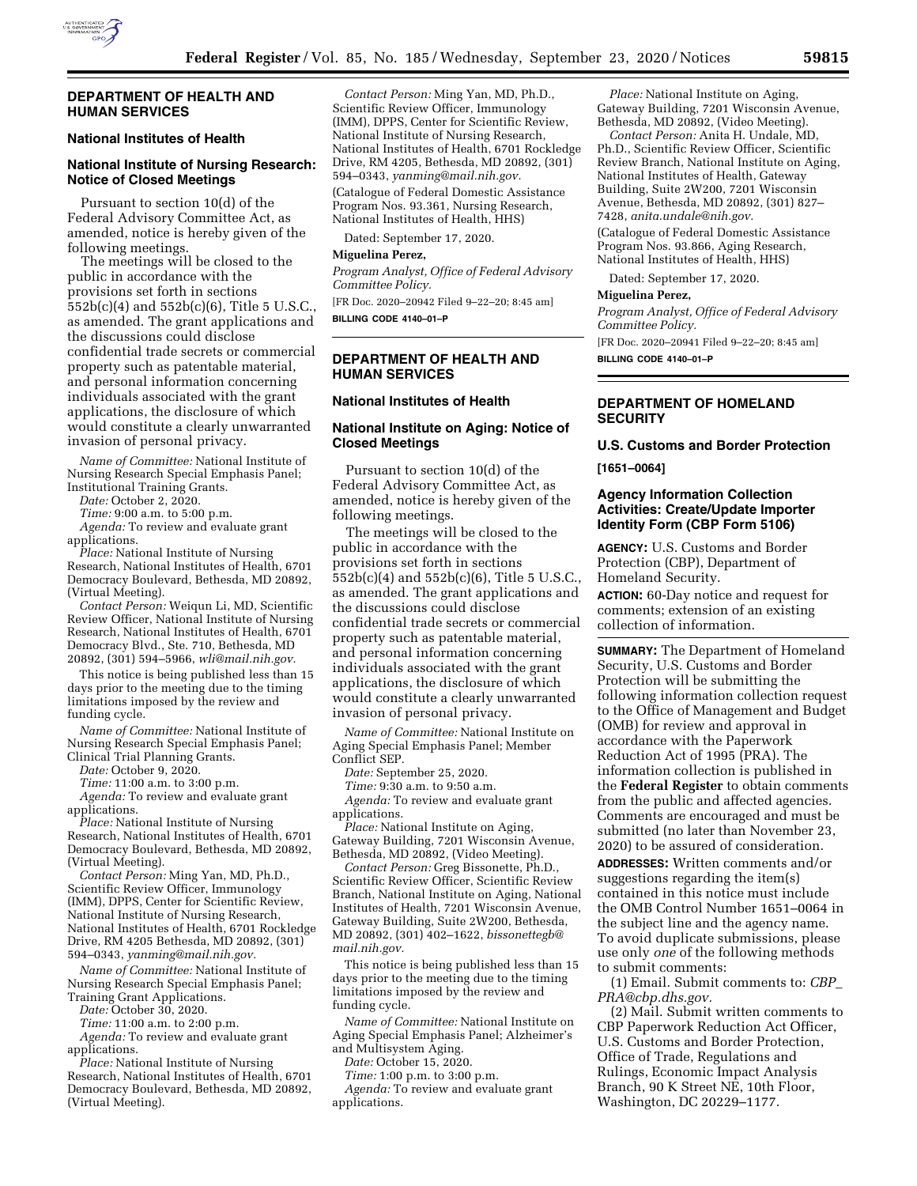## DEPARTMENT OF HEALTH AND HUMAN SERVICES

### National Institutes of Health

### National Institute of Nursing Research: Notice of Closed Meetings

Pursuant to section 10(d) of the Federal Advisory Committee Act, as amended, notice is hereby given of the following meetings.

The meetings will be closed to the public in accordance with the provisions set forth in sections 552b(c)(4) and 552b(c)(6), Title 5 U.S.C., as amended. The grant applications and the discussions could disclose confidential trade secrets or commercial property such as patentable material, and personal information concerning individuals associated with the grant applications, the disclosure of which would constitute a clearly unwarranted invasion of personal privacy.

*Name of Committee:* National Institute of Nursing Research Special Emphasis Panel; Institutional Training Grants.

*Date:* October 2, 2020.

*Time:* 9:00 a.m. to 5:00 p.m.

*Agenda:* To review and evaluate grant applications.

*Place:* National Institute of Nursing Research, National Institutes of Health, 6701 Democracy Boulevard, Bethesda, MD 20892, (Virtual Meeting).

*Contact Person:* Weiqun Li, MD, Scientific Review Officer, National Institute of Nursing Research, National Institutes of Health, 6701 Democracy Blvd., Ste. 710, Bethesda, MD 20892, (301) 594–5966, *wli@mail.nih.gov.*

This notice is being published less than 15 days prior to the meeting due to the timing limitations imposed by the review and funding cycle.

*Name of Committee:* National Institute of Nursing Research Special Emphasis Panel; Clinical Trial Planning Grants.

*Date:* October 9, 2020.

*Time:* 11:00 a.m. to 3:00 p.m.

*Agenda:* To review and evaluate grant applications.

*Place:* National Institute of Nursing Research, National Institutes of Health, 6701 Democracy Boulevard, Bethesda, MD 20892, (Virtual Meeting).

*Contact Person:* Ming Yan, MD, Ph.D., Scientific Review Officer, Immunology (IMM), DPPS, Center for Scientific Review, National Institute of Nursing Research, National Institutes of Health, 6701 Rockledge Drive, RM 4205 Bethesda, MD 20892, (301) 594–0343, *yanming@mail.nih.gov.*

*Name of Committee:* National Institute of Nursing Research Special Emphasis Panel; Training Grant Applications.

*Date:* October 30, 2020.

*Time:* 11:00 a.m. to 2:00 p.m.

*Agenda:* To review and evaluate grant applications.

*Place:* National Institute of Nursing Research, National Institutes of Health, 6701 Democracy Boulevard, Bethesda, MD 20892, (Virtual Meeting).

*Contact Person:* Ming Yan, MD, Ph.D., Scientific Review Officer, Immunology (IMM), DPPS, Center for Scientific Review, National Institute of Nursing Research, National Institutes of Health, 6701 Rockledge Drive, RM 4205, Bethesda, MD 20892, (301) 594–0343, *yanming@mail.nih.gov.*

(Catalogue of Federal Domestic Assistance Program Nos. 93.361, Nursing Research, National Institutes of Health, HHS)

Dated: September 17, 2020.

**Miguelina Perez,**

*Program Analyst, Office of Federal Advisory Committee Policy.*

[FR Doc. 2020–20942 Filed 9–22–20; 8:45 am]

**BILLING CODE 4140–01–P**

## DEPARTMENT OF HEALTH AND HUMAN SERVICES

### National Institutes of Health

### National Institute on Aging: Notice of Closed Meetings

Pursuant to section 10(d) of the Federal Advisory Committee Act, as amended, notice is hereby given of the following meetings.

The meetings will be closed to the public in accordance with the provisions set forth in sections 552b(c)(4) and 552b(c)(6), Title 5 U.S.C., as amended. The grant applications and the discussions could disclose confidential trade secrets or commercial property such as patentable material, and personal information concerning individuals associated with the grant applications, the disclosure of which would constitute a clearly unwarranted invasion of personal privacy.

*Name of Committee:* National Institute on Aging Special Emphasis Panel; Member Conflict SEP.

*Date:* September 25, 2020.

*Time:* 9:30 a.m. to 9:50 a.m.

*Agenda:* To review and evaluate grant applications.

*Place:* National Institute on Aging, Gateway Building, 7201 Wisconsin Avenue, Bethesda, MD 20892, (Video Meeting).

*Contact Person:* Greg Bissonette, Ph.D., Scientific Review Officer, Scientific Review Branch, National Institute on Aging, National Institutes of Health, 7201 Wisconsin Avenue, Gateway Building, Suite 2W200, Bethesda, MD 20892, (301) 402–1622, *bissonettegb@mail.nih.gov.*

This notice is being published less than 15 days prior to the meeting due to the timing limitations imposed by the review and funding cycle.

*Name of Committee:* National Institute on Aging Special Emphasis Panel; Alzheimer's and Multisystem Aging.

*Date:* October 15, 2020.

*Time:* 1:00 p.m. to 3:00 p.m.

*Agenda:* To review and evaluate grant applications.

*Place:* National Institute on Aging, Gateway Building, 7201 Wisconsin Avenue, Bethesda, MD 20892, (Video Meeting).

*Contact Person:* Anita H. Undale, MD, Ph.D., Scientific Review Officer, Scientific Review Branch, National Institute on Aging, National Institutes of Health, Gateway Building, Suite 2W200, 7201 Wisconsin Avenue, Bethesda, MD 20892, (301) 827–7428, *anita.undale@nih.gov.*

(Catalogue of Federal Domestic Assistance Program Nos. 93.866, Aging Research, National Institutes of Health, HHS)

Dated: September 17, 2020.

**Miguelina Perez,**

*Program Analyst, Office of Federal Advisory Committee Policy.*

[FR Doc. 2020–20941 Filed 9–22–20; 8:45 am]

**BILLING CODE 4140–01–P**

## DEPARTMENT OF HOMELAND SECURITY

### U.S. Customs and Border Protection

**[1651–0064]**

### Agency Information Collection Activities: Create/Update Importer Identity Form (CBP Form 5106)

**AGENCY:** U.S. Customs and Border Protection (CBP), Department of Homeland Security.

**ACTION:** 60-Day notice and request for comments; extension of an existing collection of information.

**SUMMARY:** The Department of Homeland Security, U.S. Customs and Border Protection will be submitting the following information collection request to the Office of Management and Budget (OMB) for review and approval in accordance with the Paperwork Reduction Act of 1995 (PRA). The information collection is published in the **Federal Register** to obtain comments from the public and affected agencies. Comments are encouraged and must be submitted (no later than November 23, 2020) to be assured of consideration.

**ADDRESSES:** Written comments and/or suggestions regarding the item(s) contained in this notice must include the OMB Control Number 1651–0064 in the subject line and the agency name. To avoid duplicate submissions, please use only *one* of the following methods to submit comments:

(1) Email. Submit comments to: *CBP_PRA@cbp.dhs.gov.*

(2) Mail. Submit written comments to CBP Paperwork Reduction Act Officer, U.S. Customs and Border Protection, Office of Trade, Regulations and Rulings, Economic Impact Analysis Branch, 90 K Street NE, 10th Floor, Washington, DC 20229–1177.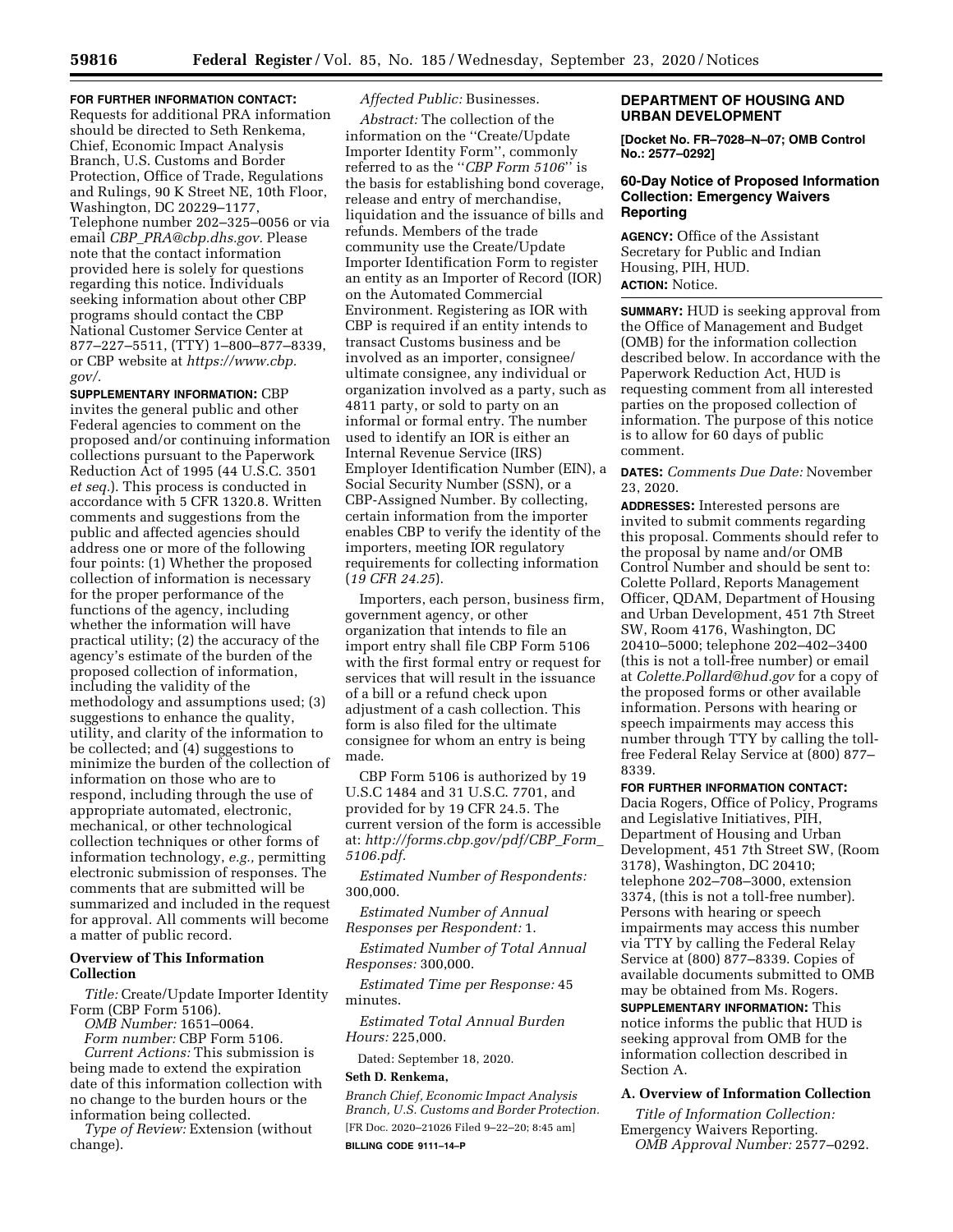**FOR FURTHER INFORMATION CONTACT:** Requests for additional PRA information should be directed to Seth Renkema, Chief, Economic Impact Analysis Branch, U.S. Customs and Border Protection, Office of Trade, Regulations and Rulings, 90 K Street NE, 10th Floor, Washington, DC 20229–1177, Telephone number 202–325–0056 or via email *CBP_PRA@cbp.dhs.gov.* Please note that the contact information provided here is solely for questions regarding this notice. Individuals seeking information about other CBP programs should contact the CBP National Customer Service Center at 877–227–5511, (TTY) 1–800–877–8339, or CBP website at *https://www.cbp.gov/.*

**SUPPLEMENTARY INFORMATION:** CBP invites the general public and other Federal agencies to comment on the proposed and/or continuing information collections pursuant to the Paperwork Reduction Act of 1995 (44 U.S.C. 3501 *et seq.*). This process is conducted in accordance with 5 CFR 1320.8. Written comments and suggestions from the public and affected agencies should address one or more of the following four points: (1) Whether the proposed collection of information is necessary for the proper performance of the functions of the agency, including whether the information will have practical utility; (2) the accuracy of the agency's estimate of the burden of the proposed collection of information, including the validity of the methodology and assumptions used; (3) suggestions to enhance the quality, utility, and clarity of the information to be collected; and (4) suggestions to minimize the burden of the collection of information on those who are to respond, including through the use of appropriate automated, electronic, mechanical, or other technological collection techniques or other forms of information technology, *e.g.,* permitting electronic submission of responses. The comments that are submitted will be summarized and included in the request for approval. All comments will become a matter of public record.

## Overview of This Information Collection

*Title:* Create/Update Importer Identity Form (CBP Form 5106).

*OMB Number:* 1651–0064.

*Form number:* CBP Form 5106.

*Current Actions:* This submission is being made to extend the expiration date of this information collection with no change to the burden hours or the information being collected.

*Type of Review:* Extension (without change).

*Affected Public:* Businesses.

*Abstract:* The collection of the information on the ''Create/Update Importer Identity Form'', commonly referred to as the ''*CBP Form 5106*'' is the basis for establishing bond coverage, release and entry of merchandise, liquidation and the issuance of bills and refunds. Members of the trade community use the Create/Update Importer Identification Form to register an entity as an Importer of Record (IOR) on the Automated Commercial Environment. Registering as IOR with CBP is required if an entity intends to transact Customs business and be involved as an importer, consignee/ultimate consignee, any individual or organization involved as a party, such as 4811 party, or sold to party on an informal or formal entry. The number used to identify an IOR is either an Internal Revenue Service (IRS) Employer Identification Number (EIN), a Social Security Number (SSN), or a CBP-Assigned Number. By collecting, certain information from the importer enables CBP to verify the identity of the importers, meeting IOR regulatory requirements for collecting information (*19 CFR 24.25*).

Importers, each person, business firm, government agency, or other organization that intends to file an import entry shall file CBP Form 5106 with the first formal entry or request for services that will result in the issuance of a bill or a refund check upon adjustment of a cash collection. This form is also filed for the ultimate consignee for whom an entry is being made.

CBP Form 5106 is authorized by 19 U.S.C 1484 and 31 U.S.C. 7701, and provided for by 19 CFR 24.5. The current version of the form is accessible at: *http://forms.cbp.gov/pdf/CBP_Form_5106.pdf.*

*Estimated Number of Respondents:* 300,000.

*Estimated Number of Annual Responses per Respondent:* 1.

*Estimated Number of Total Annual Responses:* 300,000.

*Estimated Time per Response:* 45 minutes.

*Estimated Total Annual Burden Hours:* 225,000.

Dated: September 18, 2020.

**Seth D. Renkema,**

*Branch Chief, Economic Impact Analysis Branch, U.S. Customs and Border Protection.*

[FR Doc. 2020–21026 Filed 9–22–20; 8:45 am]

**BILLING CODE 9111–14–P**

## DEPARTMENT OF HOUSING AND URBAN DEVELOPMENT

**[Docket No. FR–7028–N–07; OMB Control No.: 2577–0292]**

## 60-Day Notice of Proposed Information Collection: Emergency Waivers Reporting

**AGENCY:** Office of the Assistant Secretary for Public and Indian Housing, PIH, HUD.

**ACTION:** Notice.

**SUMMARY:** HUD is seeking approval from the Office of Management and Budget (OMB) for the information collection described below. In accordance with the Paperwork Reduction Act, HUD is requesting comment from all interested parties on the proposed collection of information. The purpose of this notice is to allow for 60 days of public comment.

**DATES:** *Comments Due Date:* November 23, 2020.

**ADDRESSES:** Interested persons are invited to submit comments regarding this proposal. Comments should refer to the proposal by name and/or OMB Control Number and should be sent to: Colette Pollard, Reports Management Officer, QDAM, Department of Housing and Urban Development, 451 7th Street SW, Room 4176, Washington, DC 20410–5000; telephone 202–402–3400 (this is not a toll-free number) or email at *Colette.Pollard@hud.gov* for a copy of the proposed forms or other available information. Persons with hearing or speech impairments may access this number through TTY by calling the toll-free Federal Relay Service at (800) 877–8339.

**FOR FURTHER INFORMATION CONTACT:** Dacia Rogers, Office of Policy, Programs and Legislative Initiatives, PIH, Department of Housing and Urban Development, 451 7th Street SW, (Room 3178), Washington, DC 20410; telephone 202–708–3000, extension 3374, (this is not a toll-free number). Persons with hearing or speech impairments may access this number via TTY by calling the Federal Relay Service at (800) 877–8339. Copies of available documents submitted to OMB may be obtained from Ms. Rogers.

**SUPPLEMENTARY INFORMATION:** This notice informs the public that HUD is seeking approval from OMB for the information collection described in Section A.

## A. Overview of Information Collection

*Title of Information Collection:* Emergency Waivers Reporting.

*OMB Approval Number:* 2577–0292.